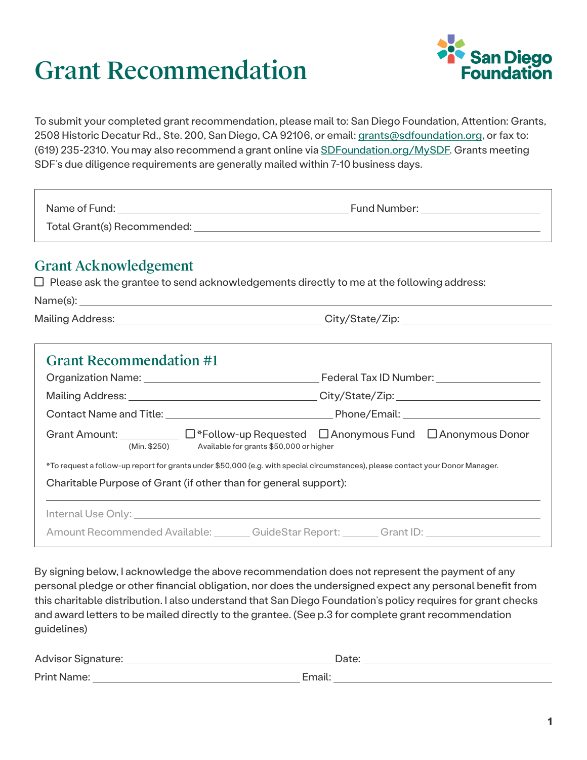# Grant Recommendation

San Diego Foundation

To submit your completed grant recommendation, please mail to: San Diego Foundation, Attention: Grants, 2508 Historic Decatur Rd., Ste. 200, San Diego, CA 92106, or email: grants@sdfoundation.org, or fax to: (619) 235-2310. You may also recommend a grant online via SDFoundation.org/MySDF. Grants meeting SDF's due diligence requirements are generally mailed within 7-10 business days.

Name of Fund: ______________________ Fund Number: ______________________

Total Grant(s) Recommended: ______________________

## Grant Acknowledgement

☐ Please ask the grantee to send acknowledgements directly to me at the following address:

Name(s): ______________________

Mailing Address: ______________________ City/State/Zip: ______________________

## Grant Recommendation #1

Organization Name: ______________________ Federal Tax ID Number: ______________________

Mailing Address: ______________________ City/State/Zip: ______________________

Contact Name and Title: ______________________ Phone/Email: ______________________

Grant Amount: __________ (Min. $250) ☐ *Follow-up Requested (Available for grants $50,000 or higher) ☐ Anonymous Fund ☐ Anonymous Donor

*To request a follow-up report for grants under $50,000 (e.g. with special circumstances), please contact your Donor Manager.

Charitable Purpose of Grant (if other than for general support):

______________________

Internal Use Only: ______________________

Amount Recommended Available: _______ GuideStar Report: _______ Grant ID: ______________________

By signing below, I acknowledge the above recommendation does not represent the payment of any personal pledge or other financial obligation, nor does the undersigned expect any personal benefit from this charitable distribution. I also understand that San Diego Foundation's policy requires for grant checks and award letters to be mailed directly to the grantee. (See p.3 for complete grant recommendation guidelines)

Advisor Signature: ______________________ Date: ______________________

Print Name: ______________________ Email: ______________________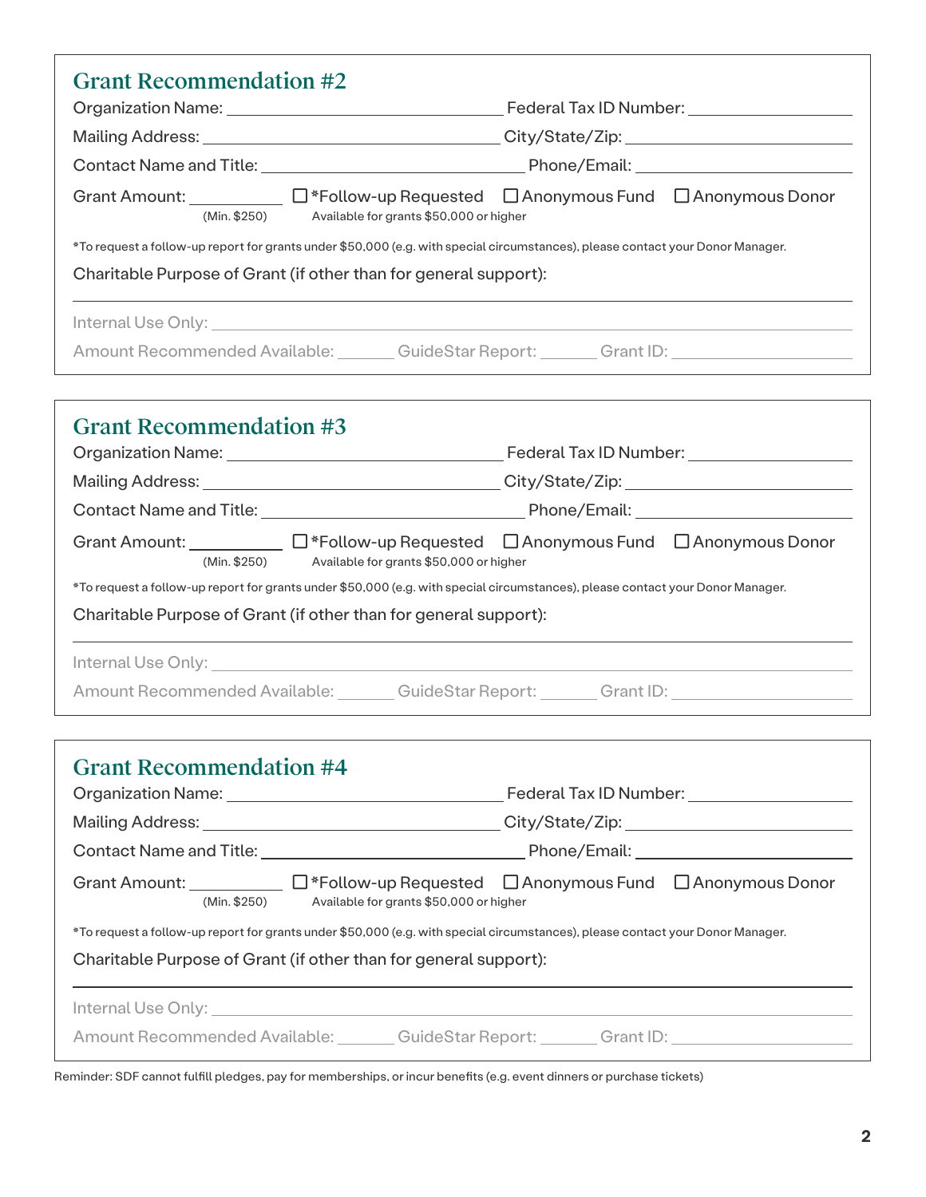## Grant Recommendation #2

Organization Name: ______________________ Federal Tax ID Number: ______________

Mailing Address: ______________________ City/State/Zip: ______________

Contact Name and Title: ______________________ Phone/Email: ______________

Grant Amount: __________ (Min. $250) ☐ *Follow-up Requested (Available for grants $50,000 or higher) ☐ Anonymous Fund ☐ Anonymous Donor

*To request a follow-up report for grants under $50,000 (e.g. with special circumstances), please contact your Donor Manager.

Charitable Purpose of Grant (if other than for general support):

______________________________________________

Internal Use Only: ______________________________________________

Amount Recommended Available: ______ GuideStar Report: ______ Grant ID: ______________

## Grant Recommendation #3

Organization Name: ______________________ Federal Tax ID Number: ______________

Mailing Address: ______________________ City/State/Zip: ______________

Contact Name and Title: ______________________ Phone/Email: ______________

Grant Amount: __________ (Min. $250) ☐ *Follow-up Requested (Available for grants $50,000 or higher) ☐ Anonymous Fund ☐ Anonymous Donor

*To request a follow-up report for grants under $50,000 (e.g. with special circumstances), please contact your Donor Manager.

Charitable Purpose of Grant (if other than for general support):

______________________________________________

Internal Use Only: ______________________________________________

Amount Recommended Available: ______ GuideStar Report: ______ Grant ID: ______________

## Grant Recommendation #4

Organization Name: ______________________ Federal Tax ID Number: ______________

Mailing Address: ______________________ City/State/Zip: ______________

Contact Name and Title: ______________________ Phone/Email: ______________

Grant Amount: __________ (Min. $250) ☐ *Follow-up Requested (Available for grants $50,000 or higher) ☐ Anonymous Fund ☐ Anonymous Donor

*To request a follow-up report for grants under $50,000 (e.g. with special circumstances), please contact your Donor Manager.

Charitable Purpose of Grant (if other than for general support):

______________________________________________

Internal Use Only: ______________________________________________

Amount Recommended Available: ______ GuideStar Report: ______ Grant ID: ______________

Reminder: SDF cannot fulfill pledges, pay for memberships, or incur benefits (e.g. event dinners or purchase tickets)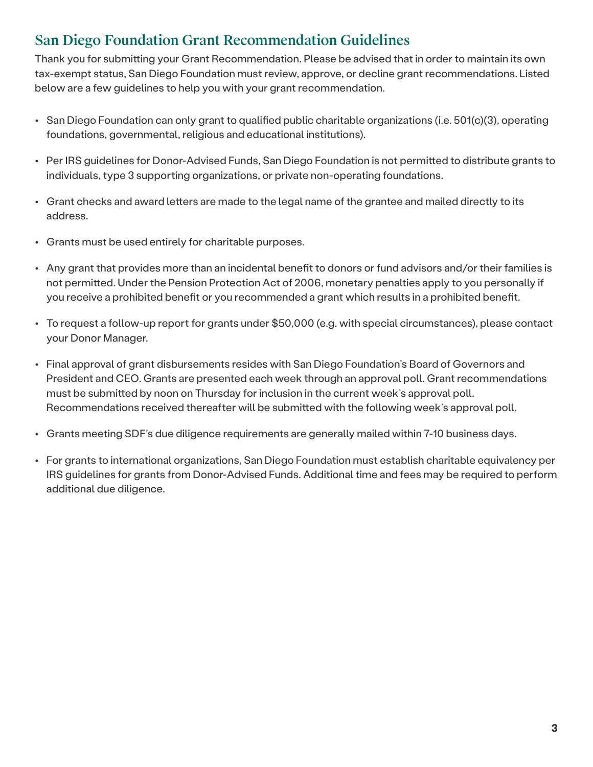## San Diego Foundation Grant Recommendation Guidelines

Thank you for submitting your Grant Recommendation. Please be advised that in order to maintain its own tax-exempt status, San Diego Foundation must review, approve, or decline grant recommendations. Listed below are a few guidelines to help you with your grant recommendation.

- San Diego Foundation can only grant to qualified public charitable organizations (i.e. 501(c)(3), operating foundations, governmental, religious and educational institutions).
- Per IRS guidelines for Donor-Advised Funds, San Diego Foundation is not permitted to distribute grants to individuals, type 3 supporting organizations, or private non-operating foundations.
- Grant checks and award letters are made to the legal name of the grantee and mailed directly to its address.
- Grants must be used entirely for charitable purposes.
- Any grant that provides more than an incidental benefit to donors or fund advisors and/or their families is not permitted. Under the Pension Protection Act of 2006, monetary penalties apply to you personally if you receive a prohibited benefit or you recommended a grant which results in a prohibited benefit.
- To request a follow-up report for grants under $50,000 (e.g. with special circumstances), please contact your Donor Manager.
- Final approval of grant disbursements resides with San Diego Foundation's Board of Governors and President and CEO. Grants are presented each week through an approval poll. Grant recommendations must be submitted by noon on Thursday for inclusion in the current week's approval poll. Recommendations received thereafter will be submitted with the following week's approval poll.
- Grants meeting SDF's due diligence requirements are generally mailed within 7-10 business days.
- For grants to international organizations, San Diego Foundation must establish charitable equivalency per IRS guidelines for grants from Donor-Advised Funds. Additional time and fees may be required to perform additional due diligence.